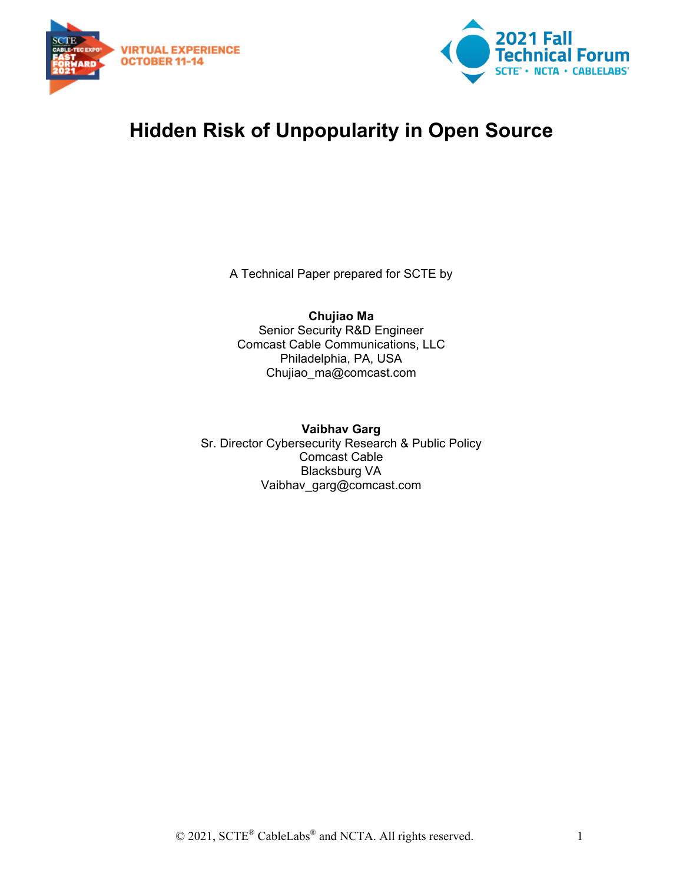# Hidden Risk of Unpopularity in Open Source

A Technical Paper prepared for SCTE by

**Chujiao Ma**
Senior Security R&D Engineer
Comcast Cable Communications, LLC
Philadelphia, PA, USA
Chujiao_ma@comcast.com

**Vaibhav Garg**
Sr. Director Cybersecurity Research & Public Policy
Comcast Cable
Blacksburg VA
Vaibhav_garg@comcast.com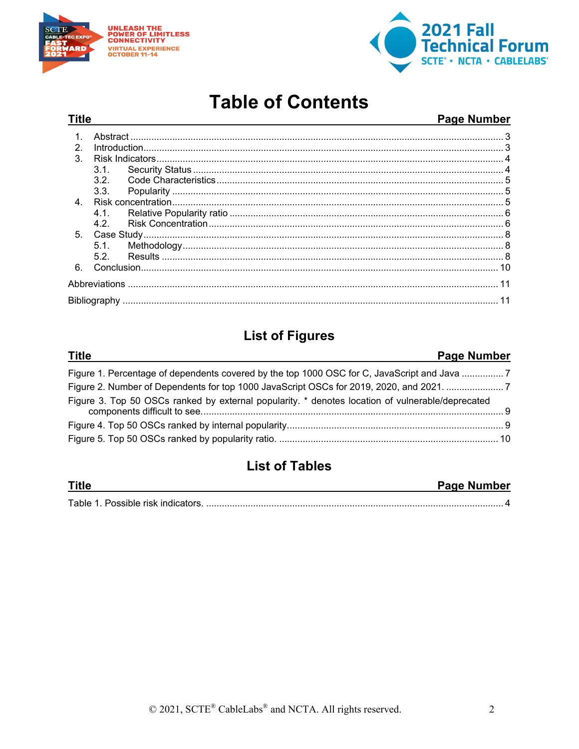# Table of Contents

| Title | Page Number |
|---|---|
| 1. Abstract | 3 |
| 2. Introduction | 3 |
| 3. Risk Indicators | 4 |
| 3.1. Security Status | 4 |
| 3.2. Code Characteristics | 5 |
| 3.3. Popularity | 5 |
| 4. Risk concentration | 5 |
| 4.1. Relative Popularity ratio | 6 |
| 4.2. Risk Concentration | 6 |
| 5. Case Study | 8 |
| 5.1. Methodology | 8 |
| 5.2. Results | 8 |
| 6. Conclusion | 10 |
| Abbreviations | 11 |
| Bibliography | 11 |

## List of Figures

| Title | Page Number |
|---|---|
| Figure 1. Percentage of dependents covered by the top 1000 OSC for C, JavaScript and Java | 7 |
| Figure 2. Number of Dependents for top 1000 JavaScript OSCs for 2019, 2020, and 2021. | 7 |
| Figure 3. Top 50 OSCs ranked by external popularity. * denotes location of vulnerable/deprecated components difficult to see. | 9 |
| Figure 4. Top 50 OSCs ranked by internal popularity. | 9 |
| Figure 5. Top 50 OSCs ranked by popularity ratio. | 10 |

## List of Tables

| Title | Page Number |
|---|---|
| Table 1. Possible risk indicators. | 4 |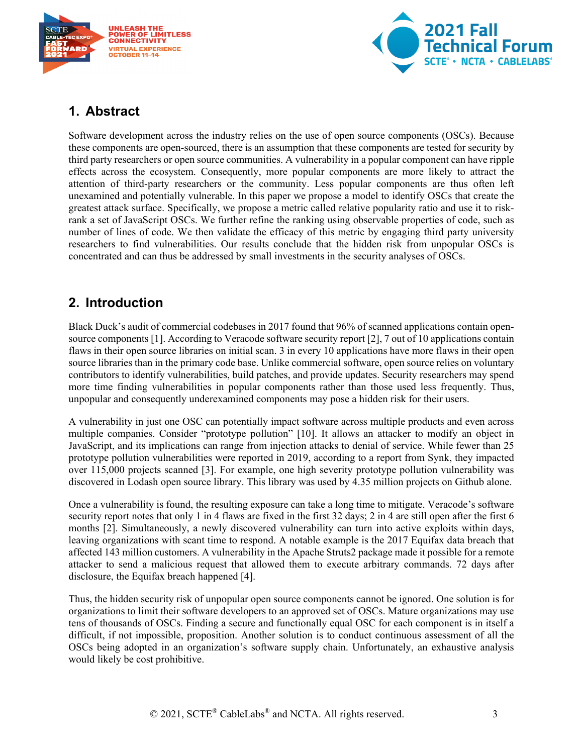## 1. Abstract

Software development across the industry relies on the use of open source components (OSCs). Because these components are open-sourced, there is an assumption that these components are tested for security by third party researchers or open source communities. A vulnerability in a popular component can have ripple effects across the ecosystem. Consequently, more popular components are more likely to attract the attention of third-party researchers or the community. Less popular components are thus often left unexamined and potentially vulnerable. In this paper we propose a model to identify OSCs that create the greatest attack surface. Specifically, we propose a metric called relative popularity ratio and use it to risk-rank a set of JavaScript OSCs. We further refine the ranking using observable properties of code, such as number of lines of code. We then validate the efficacy of this metric by engaging third party university researchers to find vulnerabilities. Our results conclude that the hidden risk from unpopular OSCs is concentrated and can thus be addressed by small investments in the security analyses of OSCs.

## 2. Introduction

Black Duck's audit of commercial codebases in 2017 found that 96% of scanned applications contain open-source components [1]. According to Veracode software security report [2], 7 out of 10 applications contain flaws in their open source libraries on initial scan. 3 in every 10 applications have more flaws in their open source libraries than in the primary code base. Unlike commercial software, open source relies on voluntary contributors to identify vulnerabilities, build patches, and provide updates. Security researchers may spend more time finding vulnerabilities in popular components rather than those used less frequently. Thus, unpopular and consequently underexamined components may pose a hidden risk for their users.

A vulnerability in just one OSC can potentially impact software across multiple products and even across multiple companies. Consider "prototype pollution" [10]. It allows an attacker to modify an object in JavaScript, and its implications can range from injection attacks to denial of service. While fewer than 25 prototype pollution vulnerabilities were reported in 2019, according to a report from Synk, they impacted over 115,000 projects scanned [3]. For example, one high severity prototype pollution vulnerability was discovered in Lodash open source library. This library was used by 4.35 million projects on Github alone.

Once a vulnerability is found, the resulting exposure can take a long time to mitigate. Veracode's software security report notes that only 1 in 4 flaws are fixed in the first 32 days; 2 in 4 are still open after the first 6 months [2]. Simultaneously, a newly discovered vulnerability can turn into active exploits within days, leaving organizations with scant time to respond. A notable example is the 2017 Equifax data breach that affected 143 million customers. A vulnerability in the Apache Struts2 package made it possible for a remote attacker to send a malicious request that allowed them to execute arbitrary commands. 72 days after disclosure, the Equifax breach happened [4].

Thus, the hidden security risk of unpopular open source components cannot be ignored. One solution is for organizations to limit their software developers to an approved set of OSCs. Mature organizations may use tens of thousands of OSCs. Finding a secure and functionally equal OSC for each component is in itself a difficult, if not impossible, proposition. Another solution is to conduct continuous assessment of all the OSCs being adopted in an organization's software supply chain. Unfortunately, an exhaustive analysis would likely be cost prohibitive.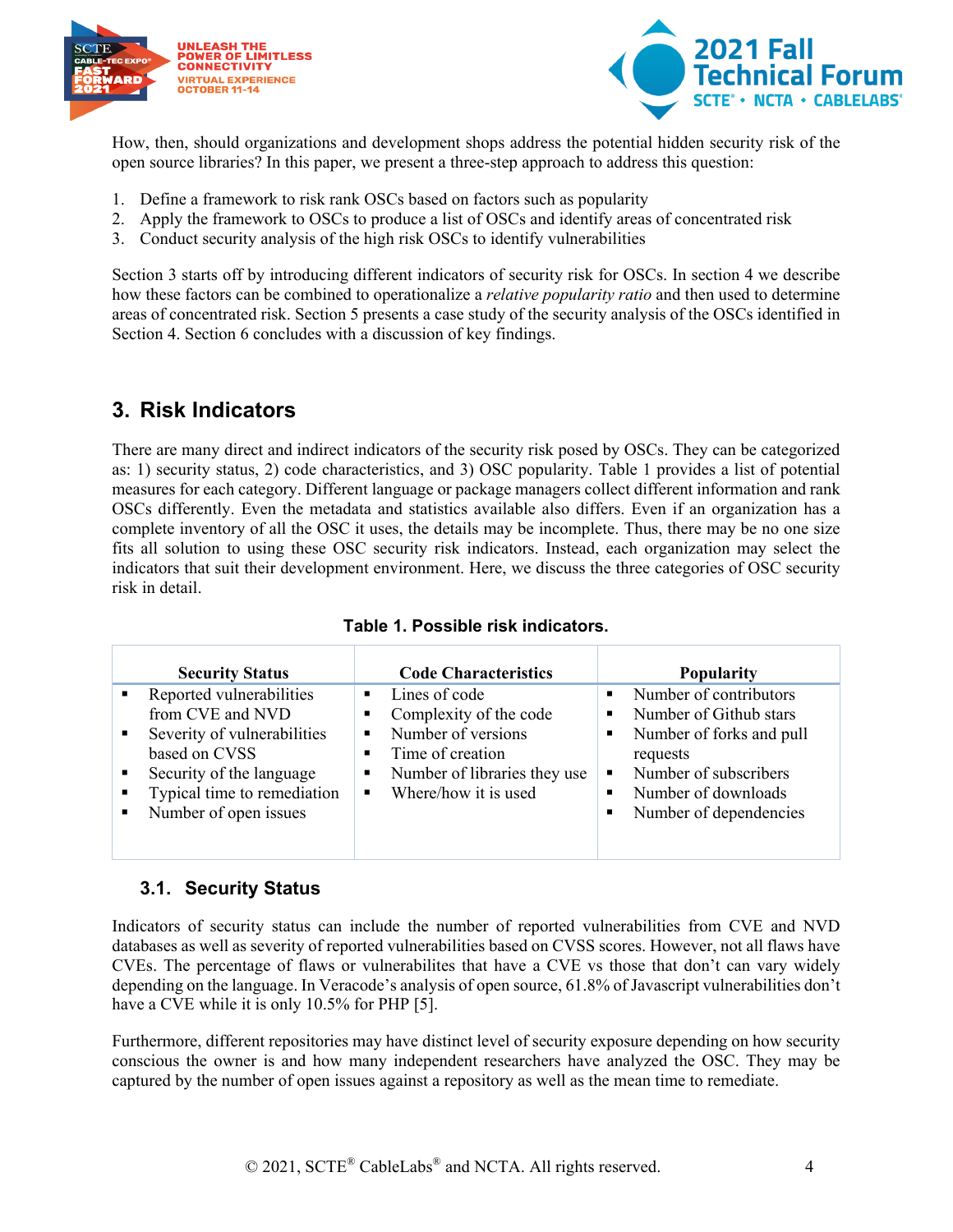How, then, should organizations and development shops address the potential hidden security risk of the open source libraries? In this paper, we present a three-step approach to address this question:

1. Define a framework to risk rank OSCs based on factors such as popularity
2. Apply the framework to OSCs to produce a list of OSCs and identify areas of concentrated risk
3. Conduct security analysis of the high risk OSCs to identify vulnerabilities

Section 3 starts off by introducing different indicators of security risk for OSCs. In section 4 we describe how these factors can be combined to operationalize a *relative popularity ratio* and then used to determine areas of concentrated risk. Section 5 presents a case study of the security analysis of the OSCs identified in Section 4. Section 6 concludes with a discussion of key findings.

## 3. Risk Indicators

There are many direct and indirect indicators of the security risk posed by OSCs. They can be categorized as: 1) security status, 2) code characteristics, and 3) OSC popularity. Table 1 provides a list of potential measures for each category. Different language or package managers collect different information and rank OSCs differently. Even the metadata and statistics available also differs. Even if an organization has a complete inventory of all the OSC it uses, the details may be incomplete. Thus, there may be no one size fits all solution to using these OSC security risk indicators. Instead, each organization may select the indicators that suit their development environment. Here, we discuss the three categories of OSC security risk in detail.

**Table 1. Possible risk indicators.**

| Security Status | Code Characteristics | Popularity |
| --- | --- | --- |
| ▪ Reported vulnerabilities from CVE and NVD<br>▪ Severity of vulnerabilities based on CVSS<br>▪ Security of the language<br>▪ Typical time to remediation<br>▪ Number of open issues | ▪ Lines of code<br>▪ Complexity of the code<br>▪ Number of versions<br>▪ Time of creation<br>▪ Number of libraries they use<br>▪ Where/how it is used | ▪ Number of contributors<br>▪ Number of Github stars<br>▪ Number of forks and pull requests<br>▪ Number of subscribers<br>▪ Number of downloads<br>▪ Number of dependencies |

### 3.1. Security Status

Indicators of security status can include the number of reported vulnerabilities from CVE and NVD databases as well as severity of reported vulnerabilities based on CVSS scores. However, not all flaws have CVEs. The percentage of flaws or vulnerabilites that have a CVE vs those that don't can vary widely depending on the language. In Veracode's analysis of open source, 61.8% of Javascript vulnerabilities don't have a CVE while it is only 10.5% for PHP [5].

Furthermore, different repositories may have distinct level of security exposure depending on how security conscious the owner is and how many independent researchers have analyzed the OSC. They may be captured by the number of open issues against a repository as well as the mean time to remediate.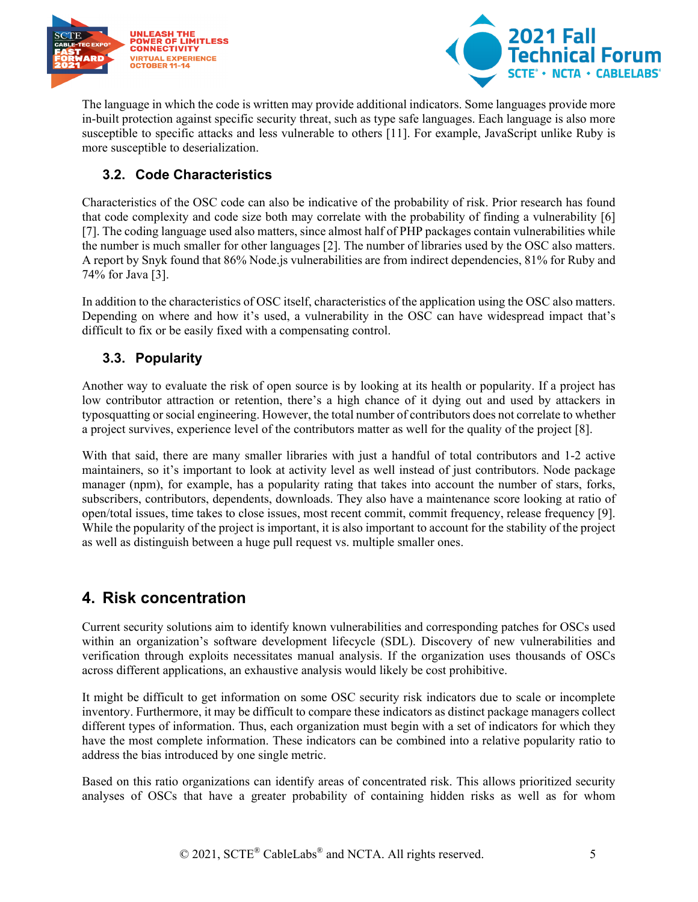The language in which the code is written may provide additional indicators. Some languages provide more in-built protection against specific security threat, such as type safe languages. Each language is also more susceptible to specific attacks and less vulnerable to others [11]. For example, JavaScript unlike Ruby is more susceptible to deserialization.

### 3.2. Code Characteristics

Characteristics of the OSC code can also be indicative of the probability of risk. Prior research has found that code complexity and code size both may correlate with the probability of finding a vulnerability [6] [7]. The coding language used also matters, since almost half of PHP packages contain vulnerabilities while the number is much smaller for other languages [2]. The number of libraries used by the OSC also matters. A report by Snyk found that 86% Node.js vulnerabilities are from indirect dependencies, 81% for Ruby and 74% for Java [3].

In addition to the characteristics of OSC itself, characteristics of the application using the OSC also matters. Depending on where and how it's used, a vulnerability in the OSC can have widespread impact that's difficult to fix or be easily fixed with a compensating control.

### 3.3. Popularity

Another way to evaluate the risk of open source is by looking at its health or popularity. If a project has low contributor attraction or retention, there's a high chance of it dying out and used by attackers in typosquatting or social engineering. However, the total number of contributors does not correlate to whether a project survives, experience level of the contributors matter as well for the quality of the project [8].

With that said, there are many smaller libraries with just a handful of total contributors and 1-2 active maintainers, so it's important to look at activity level as well instead of just contributors. Node package manager (npm), for example, has a popularity rating that takes into account the number of stars, forks, subscribers, contributors, dependents, downloads. They also have a maintenance score looking at ratio of open/total issues, time takes to close issues, most recent commit, commit frequency, release frequency [9]. While the popularity of the project is important, it is also important to account for the stability of the project as well as distinguish between a huge pull request vs. multiple smaller ones.

## 4. Risk concentration

Current security solutions aim to identify known vulnerabilities and corresponding patches for OSCs used within an organization's software development lifecycle (SDL). Discovery of new vulnerabilities and verification through exploits necessitates manual analysis. If the organization uses thousands of OSCs across different applications, an exhaustive analysis would likely be cost prohibitive.

It might be difficult to get information on some OSC security risk indicators due to scale or incomplete inventory. Furthermore, it may be difficult to compare these indicators as distinct package managers collect different types of information. Thus, each organization must begin with a set of indicators for which they have the most complete information. These indicators can be combined into a relative popularity ratio to address the bias introduced by one single metric.

Based on this ratio organizations can identify areas of concentrated risk. This allows prioritized security analyses of OSCs that have a greater probability of containing hidden risks as well as for whom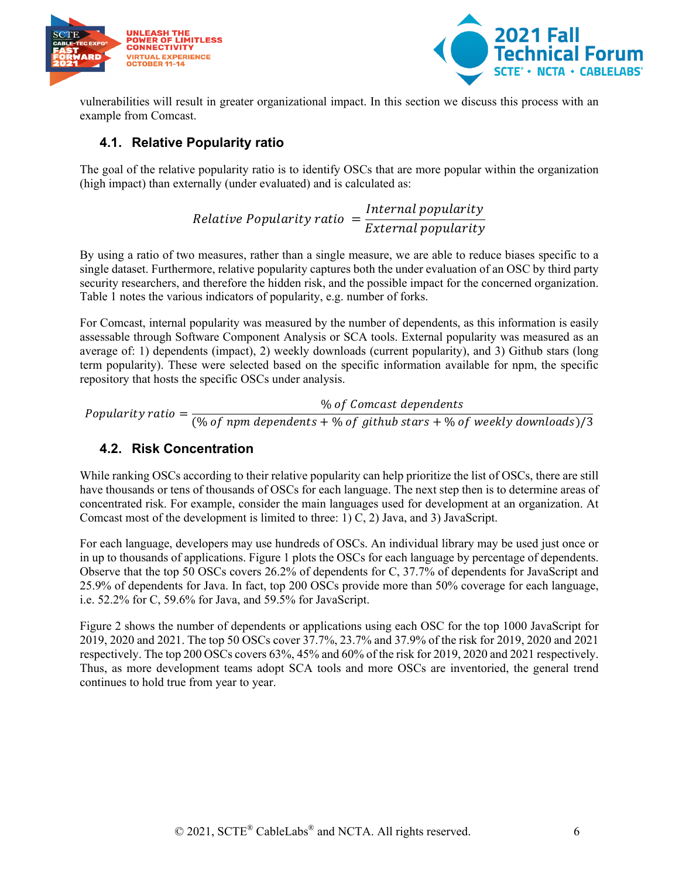vulnerabilities will result in greater organizational impact. In this section we discuss this process with an example from Comcast.

## 4.1. Relative Popularity ratio

The goal of the relative popularity ratio is to identify OSCs that are more popular within the organization (high impact) than externally (under evaluated) and is calculated as:

$$Relative\ Popularity\ ratio = \frac{Internal\ popularity}{External\ popularity}$$

By using a ratio of two measures, rather than a single measure, we are able to reduce biases specific to a single dataset. Furthermore, relative popularity captures both the under evaluation of an OSC by third party security researchers, and therefore the hidden risk, and the possible impact for the concerned organization. Table 1 notes the various indicators of popularity, e.g. number of forks.

For Comcast, internal popularity was measured by the number of dependents, as this information is easily assessable through Software Component Analysis or SCA tools. External popularity was measured as an average of: 1) dependents (impact), 2) weekly downloads (current popularity), and 3) Github stars (long term popularity). These were selected based on the specific information available for npm, the specific repository that hosts the specific OSCs under analysis.

$$Popularity\ ratio = \frac{\%\ of\ Comcast\ dependents}{(\%\ of\ npm\ dependents + \%\ of\ github\ stars + \%\ of\ weekly\ downloads)/3}$$

## 4.2. Risk Concentration

While ranking OSCs according to their relative popularity can help prioritize the list of OSCs, there are still have thousands or tens of thousands of OSCs for each language. The next step then is to determine areas of concentrated risk. For example, consider the main languages used for development at an organization. At Comcast most of the development is limited to three: 1) C, 2) Java, and 3) JavaScript.

For each language, developers may use hundreds of OSCs. An individual library may be used just once or in up to thousands of applications. Figure 1 plots the OSCs for each language by percentage of dependents. Observe that the top 50 OSCs covers 26.2% of dependents for C, 37.7% of dependents for JavaScript and 25.9% of dependents for Java. In fact, top 200 OSCs provide more than 50% coverage for each language, i.e. 52.2% for C, 59.6% for Java, and 59.5% for JavaScript.

Figure 2 shows the number of dependents or applications using each OSC for the top 1000 JavaScript for 2019, 2020 and 2021. The top 50 OSCs cover 37.7%, 23.7% and 37.9% of the risk for 2019, 2020 and 2021 respectively. The top 200 OSCs covers 63%, 45% and 60% of the risk for 2019, 2020 and 2021 respectively. Thus, as more development teams adopt SCA tools and more OSCs are inventoried, the general trend continues to hold true from year to year.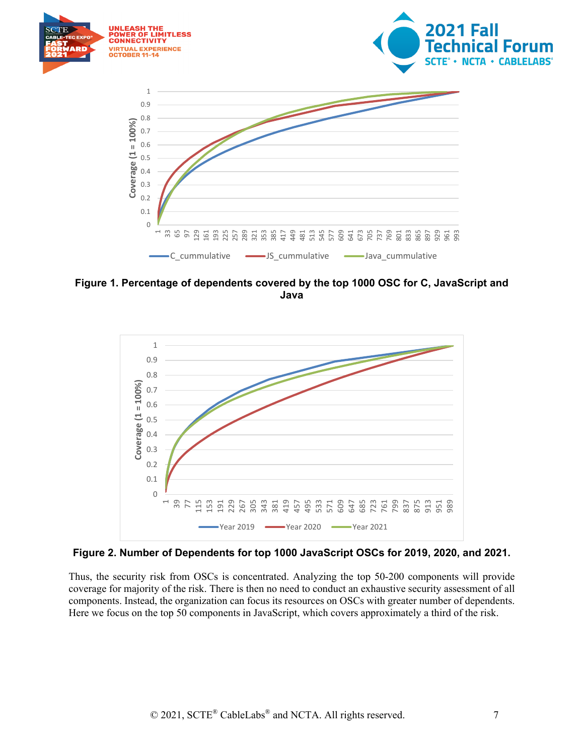**Figure 1. Percentage of dependents covered by the top 1000 OSC for C, JavaScript and Java**

**Figure 2. Number of Dependents for top 1000 JavaScript OSCs for 2019, 2020, and 2021.**

Thus, the security risk from OSCs is concentrated. Analyzing the top 50-200 components will provide coverage for majority of the risk. There is then no need to conduct an exhaustive security assessment of all components. Instead, the organization can focus its resources on OSCs with greater number of dependents. Here we focus on the top 50 components in JavaScript, which covers approximately a third of the risk.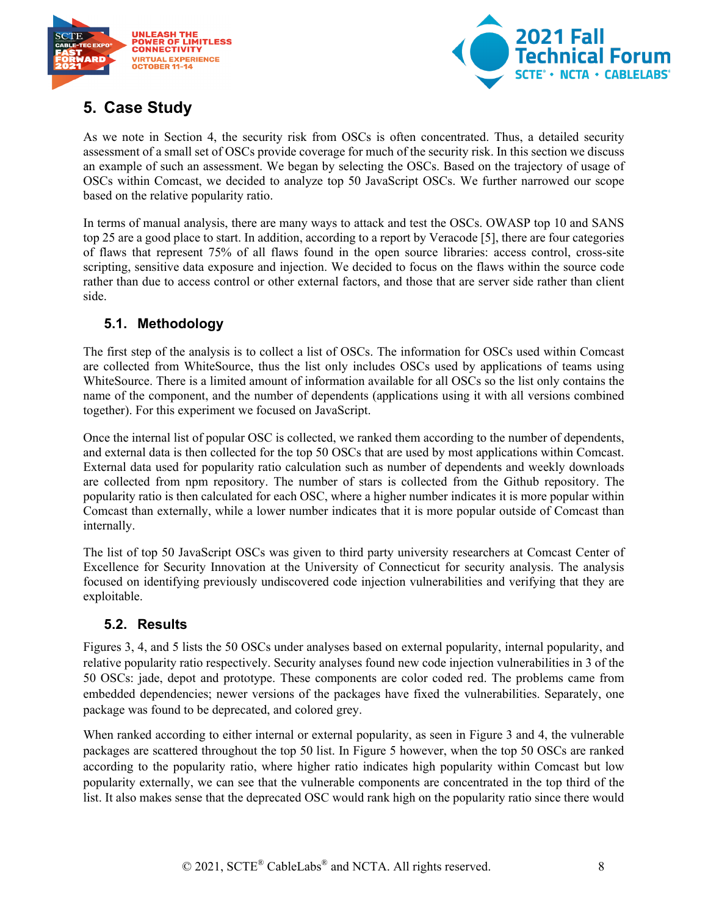## 5. Case Study

As we note in Section 4, the security risk from OSCs is often concentrated. Thus, a detailed security assessment of a small set of OSCs provide coverage for much of the security risk. In this section we discuss an example of such an assessment. We began by selecting the OSCs. Based on the trajectory of usage of OSCs within Comcast, we decided to analyze top 50 JavaScript OSCs. We further narrowed our scope based on the relative popularity ratio.

In terms of manual analysis, there are many ways to attack and test the OSCs. OWASP top 10 and SANS top 25 are a good place to start. In addition, according to a report by Veracode [5], there are four categories of flaws that represent 75% of all flaws found in the open source libraries: access control, cross-site scripting, sensitive data exposure and injection. We decided to focus on the flaws within the source code rather than due to access control or other external factors, and those that are server side rather than client side.

### 5.1. Methodology

The first step of the analysis is to collect a list of OSCs. The information for OSCs used within Comcast are collected from WhiteSource, thus the list only includes OSCs used by applications of teams using WhiteSource. There is a limited amount of information available for all OSCs so the list only contains the name of the component, and the number of dependents (applications using it with all versions combined together). For this experiment we focused on JavaScript.

Once the internal list of popular OSC is collected, we ranked them according to the number of dependents, and external data is then collected for the top 50 OSCs that are used by most applications within Comcast. External data used for popularity ratio calculation such as number of dependents and weekly downloads are collected from npm repository. The number of stars is collected from the Github repository. The popularity ratio is then calculated for each OSC, where a higher number indicates it is more popular within Comcast than externally, while a lower number indicates that it is more popular outside of Comcast than internally.

The list of top 50 JavaScript OSCs was given to third party university researchers at Comcast Center of Excellence for Security Innovation at the University of Connecticut for security analysis. The analysis focused on identifying previously undiscovered code injection vulnerabilities and verifying that they are exploitable.

### 5.2. Results

Figures 3, 4, and 5 lists the 50 OSCs under analyses based on external popularity, internal popularity, and relative popularity ratio respectively. Security analyses found new code injection vulnerabilities in 3 of the 50 OSCs: jade, depot and prototype. These components are color coded red. The problems came from embedded dependencies; newer versions of the packages have fixed the vulnerabilities. Separately, one package was found to be deprecated, and colored grey.

When ranked according to either internal or external popularity, as seen in Figure 3 and 4, the vulnerable packages are scattered throughout the top 50 list. In Figure 5 however, when the top 50 OSCs are ranked according to the popularity ratio, where higher ratio indicates high popularity within Comcast but low popularity externally, we can see that the vulnerable components are concentrated in the top third of the list. It also makes sense that the deprecated OSC would rank high on the popularity ratio since there would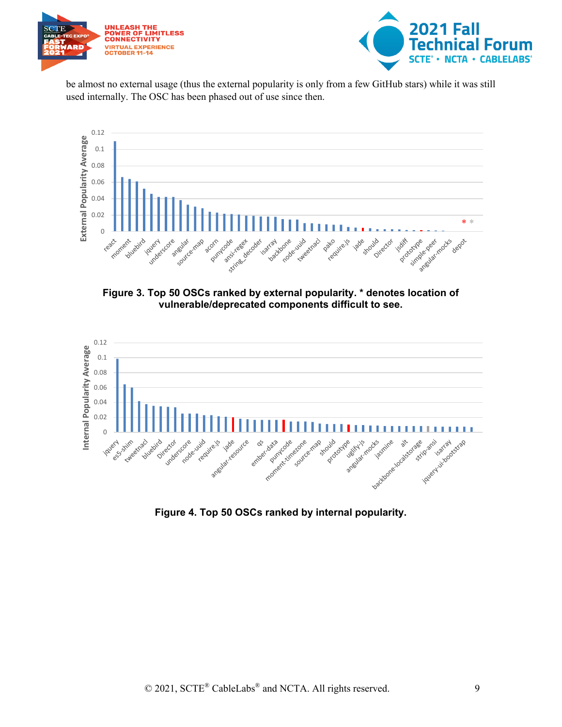be almost no external usage (thus the external popularity is only from a few GitHub stars) while it was still used internally. The OSC has been phased out of use since then.

**Figure 3. Top 50 OSCs ranked by external popularity. * denotes location of vulnerable/deprecated components difficult to see.**

**Figure 4. Top 50 OSCs ranked by internal popularity.**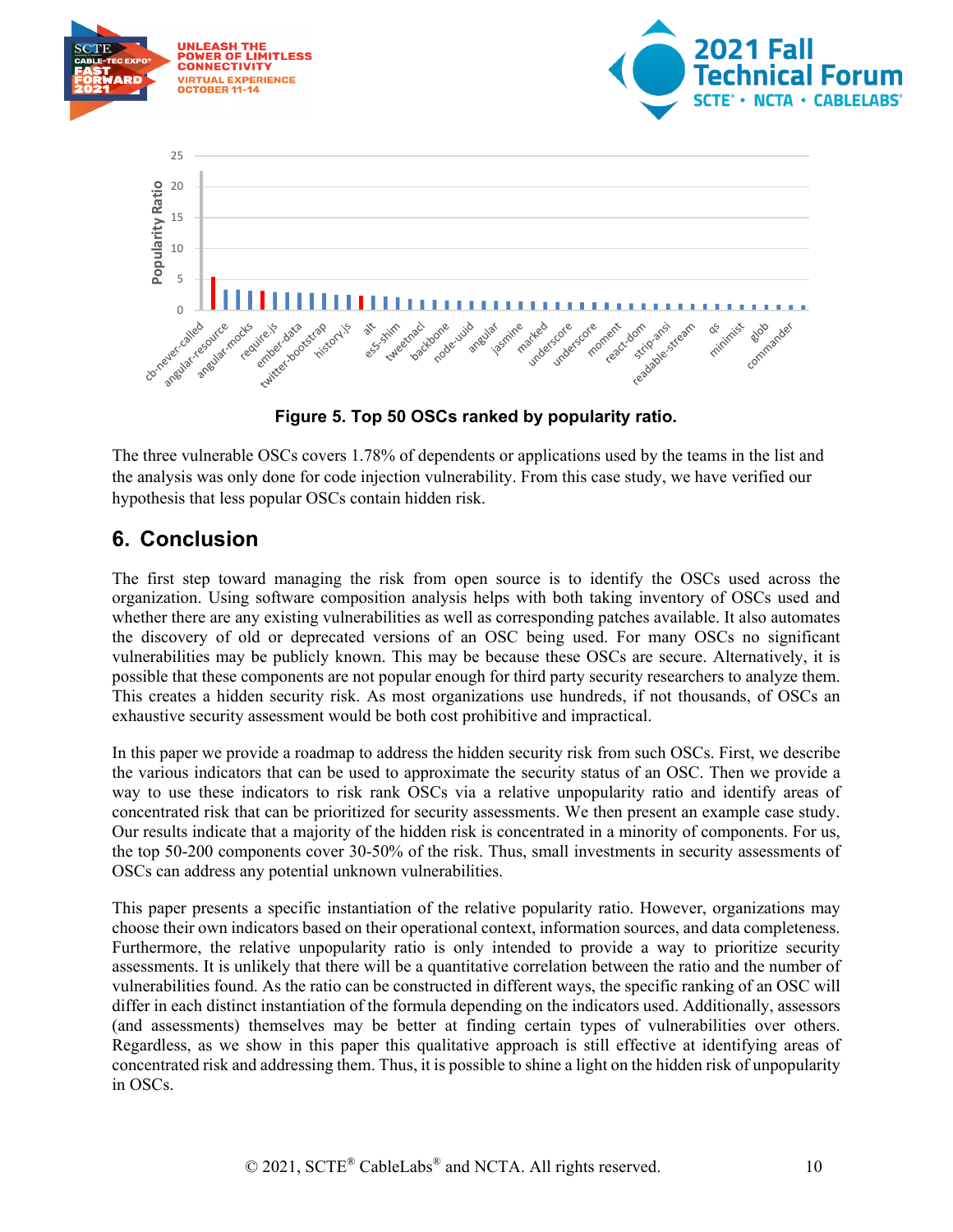Figure 5. Top 50 OSCs ranked by popularity ratio.

The three vulnerable OSCs covers 1.78% of dependents or applications used by the teams in the list and the analysis was only done for code injection vulnerability. From this case study, we have verified our hypothesis that less popular OSCs contain hidden risk.

## 6. Conclusion

The first step toward managing the risk from open source is to identify the OSCs used across the organization. Using software composition analysis helps with both taking inventory of OSCs used and whether there are any existing vulnerabilities as well as corresponding patches available. It also automates the discovery of old or deprecated versions of an OSC being used. For many OSCs no significant vulnerabilities may be publicly known. This may be because these OSCs are secure. Alternatively, it is possible that these components are not popular enough for third party security researchers to analyze them. This creates a hidden security risk. As most organizations use hundreds, if not thousands, of OSCs an exhaustive security assessment would be both cost prohibitive and impractical.

In this paper we provide a roadmap to address the hidden security risk from such OSCs. First, we describe the various indicators that can be used to approximate the security status of an OSC. Then we provide a way to use these indicators to risk rank OSCs via a relative unpopularity ratio and identify areas of concentrated risk that can be prioritized for security assessments. We then present an example case study. Our results indicate that a majority of the hidden risk is concentrated in a minority of components. For us, the top 50-200 components cover 30-50% of the risk. Thus, small investments in security assessments of OSCs can address any potential unknown vulnerabilities.

This paper presents a specific instantiation of the relative popularity ratio. However, organizations may choose their own indicators based on their operational context, information sources, and data completeness. Furthermore, the relative unpopularity ratio is only intended to provide a way to prioritize security assessments. It is unlikely that there will be a quantitative correlation between the ratio and the number of vulnerabilities found. As the ratio can be constructed in different ways, the specific ranking of an OSC will differ in each distinct instantiation of the formula depending on the indicators used. Additionally, assessors (and assessments) themselves may be better at finding certain types of vulnerabilities over others. Regardless, as we show in this paper this qualitative approach is still effective at identifying areas of concentrated risk and addressing them. Thus, it is possible to shine a light on the hidden risk of unpopularity in OSCs.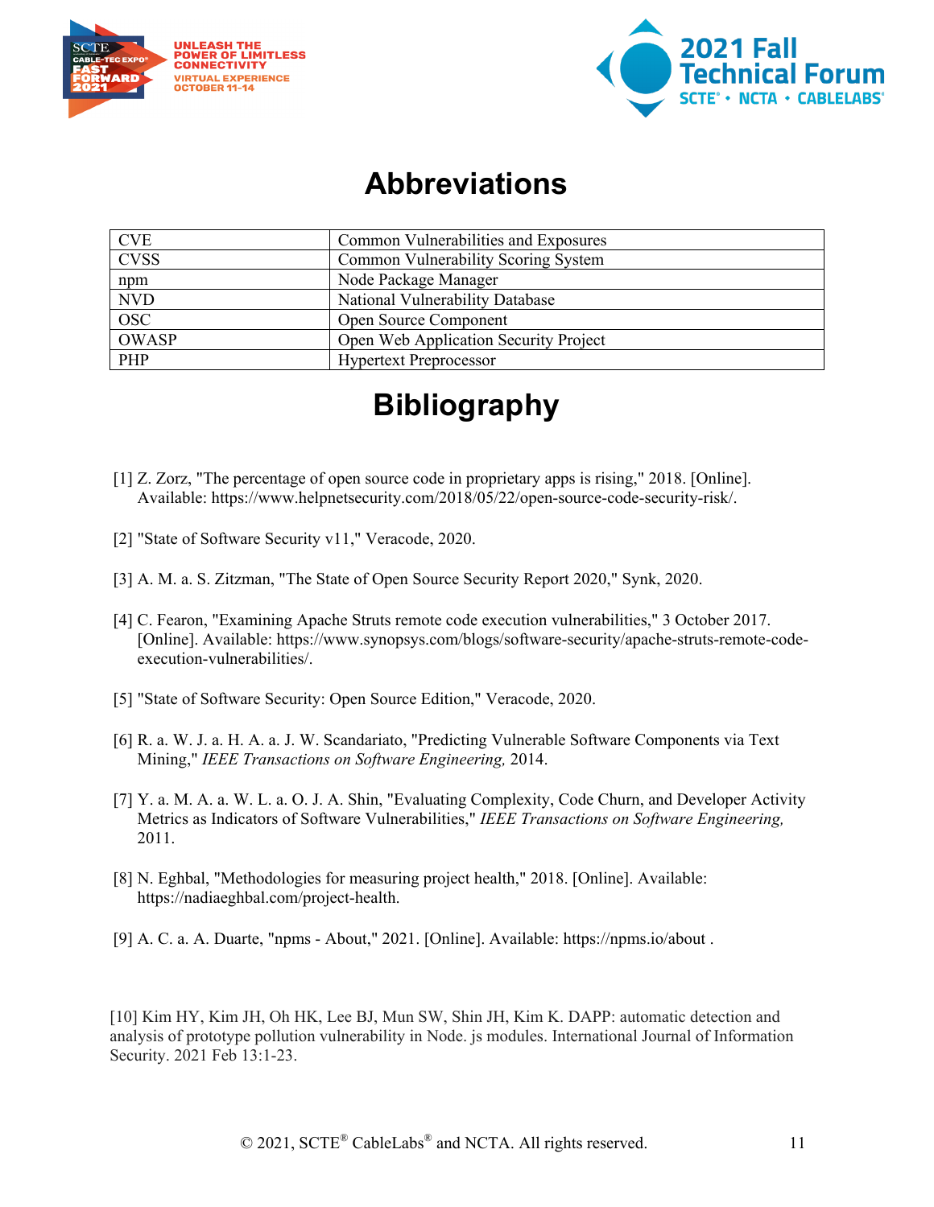# Abbreviations

| | |
|---|---|
| CVE | Common Vulnerabilities and Exposures |
| CVSS | Common Vulnerability Scoring System |
| npm | Node Package Manager |
| NVD | National Vulnerability Database |
| OSC | Open Source Component |
| OWASP | Open Web Application Security Project |
| PHP | Hypertext Preprocessor |

# Bibliography

[1] Z. Zorz, "The percentage of open source code in proprietary apps is rising," 2018. [Online]. Available: https://www.helpnetsecurity.com/2018/05/22/open-source-code-security-risk/.

[2] "State of Software Security v11," Veracode, 2020.

[3] A. M. a. S. Zitzman, "The State of Open Source Security Report 2020," Synk, 2020.

[4] C. Fearon, "Examining Apache Struts remote code execution vulnerabilities," 3 October 2017. [Online]. Available: https://www.synopsys.com/blogs/software-security/apache-struts-remote-code-execution-vulnerabilities/.

[5] "State of Software Security: Open Source Edition," Veracode, 2020.

[6] R. a. W. J. a. H. A. a. J. W. Scandariato, "Predicting Vulnerable Software Components via Text Mining," *IEEE Transactions on Software Engineering,* 2014.

[7] Y. a. M. A. a. W. L. a. O. J. A. Shin, "Evaluating Complexity, Code Churn, and Developer Activity Metrics as Indicators of Software Vulnerabilities," *IEEE Transactions on Software Engineering,* 2011.

[8] N. Eghbal, "Methodologies for measuring project health," 2018. [Online]. Available: https://nadiaeghbal.com/project-health.

[9] A. C. a. A. Duarte, "npms - About," 2021. [Online]. Available: https://npms.io/about .

[10] Kim HY, Kim JH, Oh HK, Lee BJ, Mun SW, Shin JH, Kim K. DAPP: automatic detection and analysis of prototype pollution vulnerability in Node. js modules. International Journal of Information Security. 2021 Feb 13:1-23.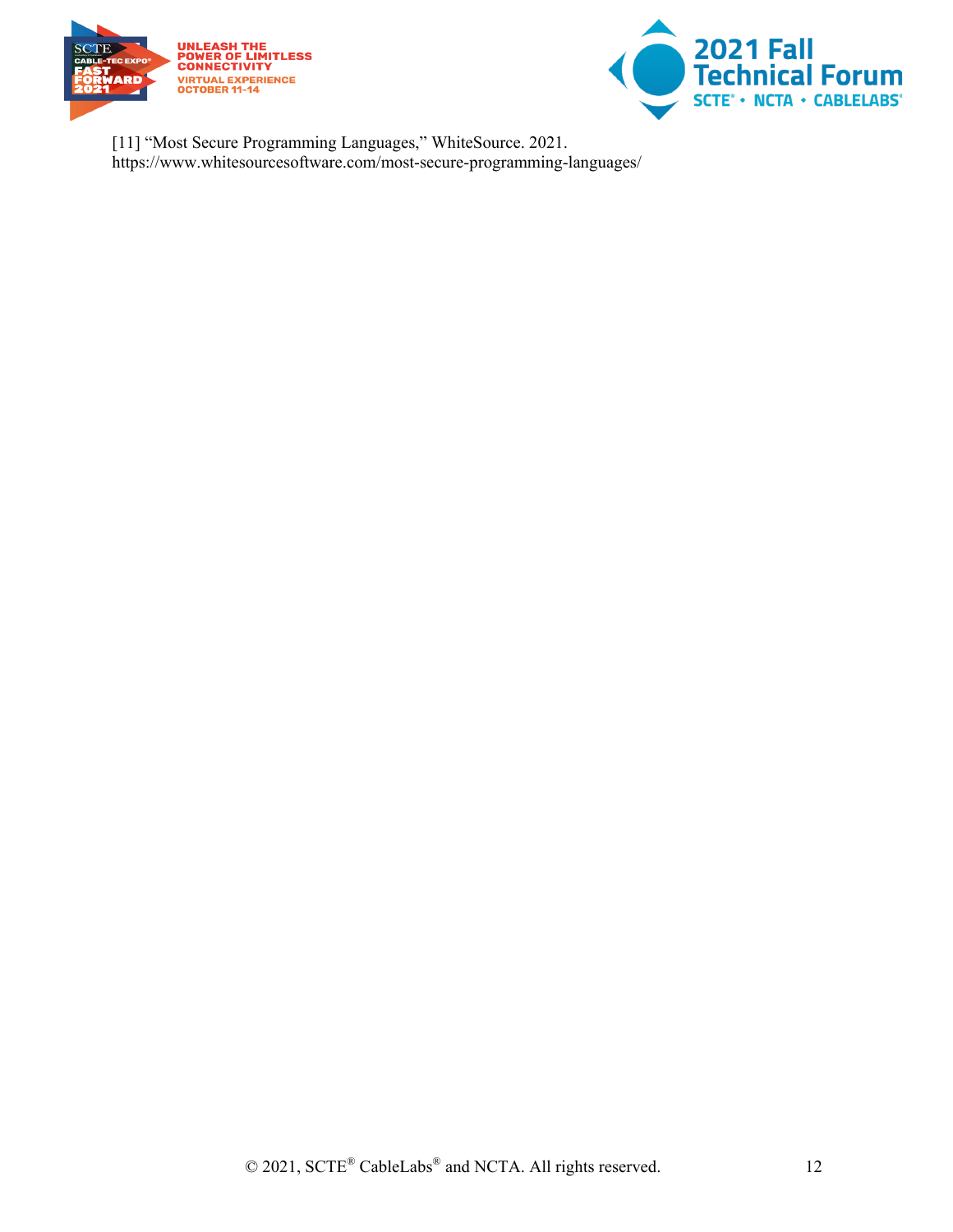[11] "Most Secure Programming Languages," WhiteSource. 2021. https://www.whitesourcesoftware.com/most-secure-programming-languages/